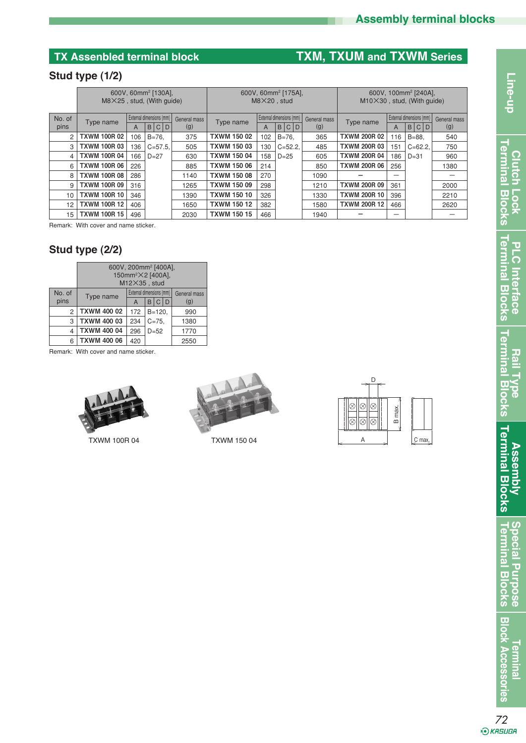## TX Assenbled terminal block — TXM, TXUM and TXWM Series

### Stud type (1/2)

| No. of pins | 600V, $60mm^2$ [130A], M8×25, stud, (With guide) | | | | 600V, $60mm^2$ [175A], M8×20, stud | | | | 600V, $100mm^2$ [240A], M10×30, stud, (With guide) | | | |
|---|---|---|---|---|---|---|---|---|---|---|---|---|
| | Type name | External dimensions (mm) A | B C D | General mass (g) | Type name | External dimensions (mm) A | B C D | General mass (g) | Type name | External dimensions (mm) A | B C D | General mass (g) |
| 2 | TXWM 100R 02 | 106 | B=76, | 375 | TXWM 150 02 | 102 | B=76, | 365 | TXWM 200R 02 | 116 | B=88, | 540 |
| 3 | TXWM 100R 03 | 136 | C=57.5, | 505 | TXWM 150 03 | 130 | C=52.2, | 485 | TXWM 200R 03 | 151 | C=62.2, | 750 |
| 4 | TXWM 100R 04 | 166 | D=27 | 630 | TXWM 150 04 | 158 | D=25 | 605 | TXWM 200R 04 | 186 | D=31 | 960 |
| 6 | TXWM 100R 06 | 226 | | 885 | TXWM 150 06 | 214 | | 850 | TXWM 200R 06 | 256 | | 1380 |
| 8 | TXWM 100R 08 | 286 | | 1140 | TXWM 150 08 | 270 | | 1090 | – | – | | – |
| 9 | TXWM 100R 09 | 316 | | 1265 | TXWM 150 09 | 298 | | 1210 | TXWM 200R 09 | 361 | | 2000 |
| 10 | TXWM 100R 10 | 346 | | 1390 | TXWM 150 10 | 326 | | 1330 | TXWM 200R 10 | 396 | | 2210 |
| 12 | TXWM 100R 12 | 406 | | 1650 | TXWM 150 12 | 382 | | 1580 | TXWM 200R 12 | 466 | | 2620 |
| 15 | TXWM 100R 15 | 496 | | 2030 | TXWM 150 15 | 466 | | 1940 | – | – | | – |

Remark: With cover and name sticker.

### Stud type (2/2)

| No. of pins | 600V, $200mm^2$ [400A], $150mm^2$×2 [400A], M12×35, stud | | | |
|---|---|---|---|---|
| | Type name | External dimensions (mm) A | B C D | General mass (g) |
| 2 | TXWM 400 02 | 172 | B=120, | 990 |
| 3 | TXWM 400 03 | 234 | C=75, | 1380 |
| 4 | TXWM 400 04 | 296 | D=52 | 1770 |
| 6 | TXWM 400 06 | 420 | | 2550 |

Remark: With cover and name sticker.

TXWM 100R 04

TXWM 150 04

D, B max., A, C max.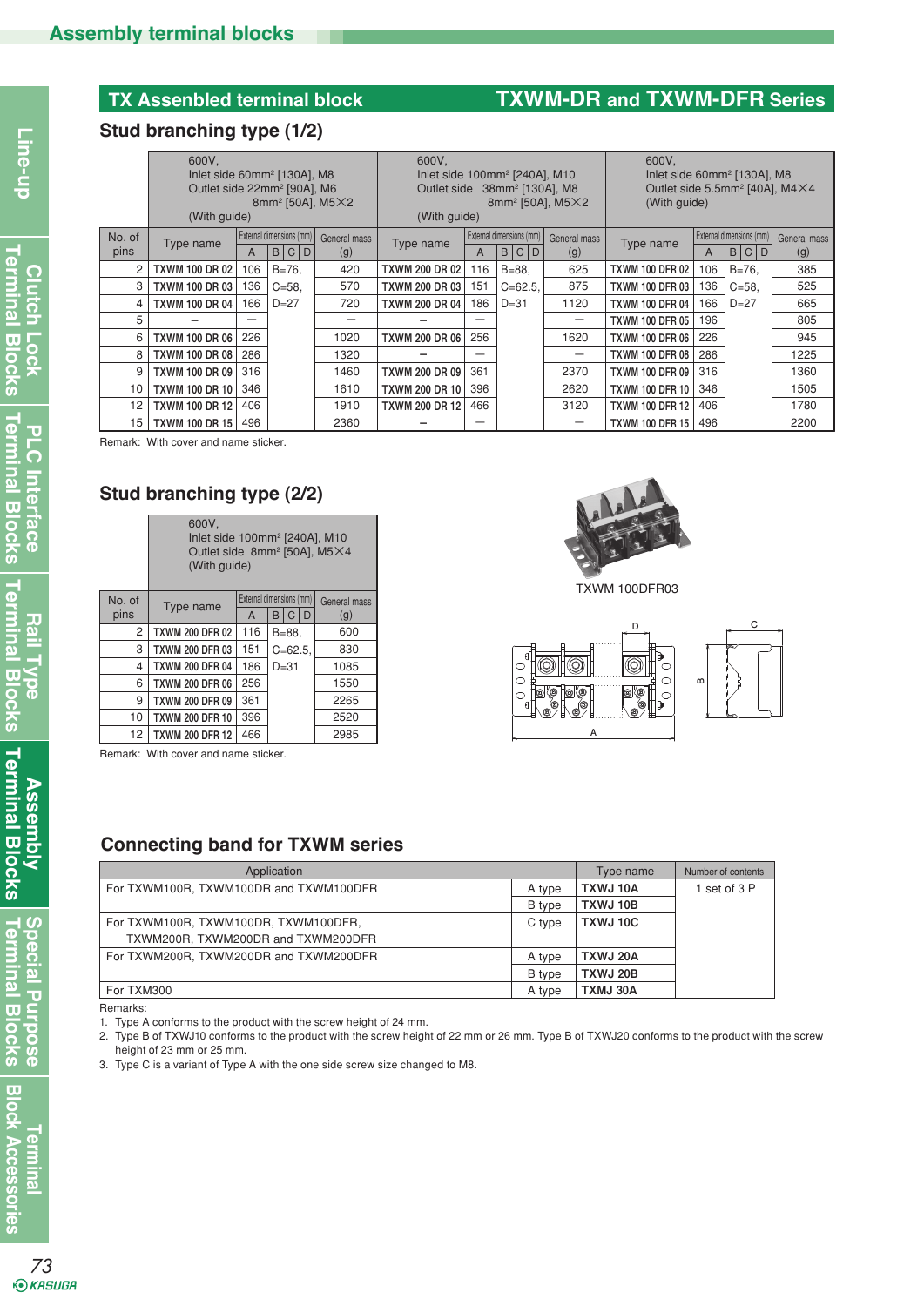## TX Assenbled terminal block — TXWM-DR and TXWM-DFR Series

### Stud branching type (1/2)

| No. of pins | 600V, Inlet side 60mm² [130A], M8 Outlet side 22mm² [90A], M6 8mm² [50A], M5×2 (With guide) Type name | External dimensions (mm) A | B C D | General mass (g) | 600V, Inlet side 100mm² [240A], M10 Outlet side 38mm² [130A], M8 8mm² [50A], M5×2 (With guide) Type name | External dimensions (mm) A | B C D | General mass (g) | 600V, Inlet side 60mm² [130A], M8 Outlet side 5.5mm² [40A], M4×4 (With guide) Type name | External dimensions (mm) A | B C D | General mass (g) |
|---|---|---|---|---|---|---|---|---|---|---|---|---|
| 2 | TXWM 100 DR 02 | 106 | B=76, | 420 | TXWM 200 DR 02 | 116 | B=88, | 625 | TXWM 100 DFR 02 | 106 | B=76, | 385 |
| 3 | TXWM 100 DR 03 | 136 | C=58, | 570 | TXWM 200 DR 03 | 151 | C=62.5, | 875 | TXWM 100 DFR 03 | 136 | C=58, | 525 |
| 4 | TXWM 100 DR 04 | 166 | D=27 | 720 | TXWM 200 DR 04 | 186 | D=31 | 1120 | TXWM 100 DFR 04 | 166 | D=27 | 665 |
| 5 | – | – | | – | – | – | | – | TXWM 100 DFR 05 | 196 | | 805 |
| 6 | TXWM 100 DR 06 | 226 | | 1020 | TXWM 200 DR 06 | 256 | | 1620 | TXWM 100 DFR 06 | 226 | | 945 |
| 8 | TXWM 100 DR 08 | 286 | | 1320 | – | – | | – | TXWM 100 DFR 08 | 286 | | 1225 |
| 9 | TXWM 100 DR 09 | 316 | | 1460 | TXWM 200 DR 09 | 361 | | 2370 | TXWM 100 DFR 09 | 316 | | 1360 |
| 10 | TXWM 100 DR 10 | 346 | | 1610 | TXWM 200 DR 10 | 396 | | 2620 | TXWM 100 DFR 10 | 346 | | 1505 |
| 12 | TXWM 100 DR 12 | 406 | | 1910 | TXWM 200 DR 12 | 466 | | 3120 | TXWM 100 DFR 12 | 406 | | 1780 |
| 15 | TXWM 100 DR 15 | 496 | | 2360 | – | – | | – | TXWM 100 DFR 15 | 496 | | 2200 |

Remark: With cover and name sticker.

### Stud branching type (2/2)

| No. of pins | 600V, Inlet side 100mm² [240A], M10 Outlet side 8mm² [50A], M5×4 (With guide) Type name | External dimensions (mm) A | B C D | General mass (g) |
|---|---|---|---|---|
| 2 | TXWM 200 DFR 02 | 116 | B=88, | 600 |
| 3 | TXWM 200 DFR 03 | 151 | C=62.5, | 830 |
| 4 | TXWM 200 DFR 04 | 186 | D=31 | 1085 |
| 6 | TXWM 200 DFR 06 | 256 | | 1550 |
| 9 | TXWM 200 DFR 09 | 361 | | 2265 |
| 10 | TXWM 200 DFR 10 | 396 | | 2520 |
| 12 | TXWM 200 DFR 12 | 466 | | 2985 |

Remark: With cover and name sticker.

TXWM 100DFR03

D
C
B
A

### Connecting band for TXWM series

| Application | | Type name | Number of contents |
|---|---|---|---|
| For TXWM100R, TXWM100DR and TXWM100DFR | A type | TXWJ 10A | 1 set of 3 P |
| | B type | TXWJ 10B | |
| For TXWM100R, TXWM100DR, TXWM100DFR, TXWM200R, TXWM200DR and TXWM200DFR | C type | TXWJ 10C | |
| For TXWM200R, TXWM200DR and TXWM200DFR | A type | TXWJ 20A | |
| | B type | TXWJ 20B | |
| For TXM300 | A type | TXMJ 30A | |

Remarks:
1. Type A conforms to the product with the screw height of 24 mm.
2. Type B of TXWJ10 conforms to the product with the screw height of 22 mm or 26 mm. Type B of TXWJ20 conforms to the product with the screw height of 23 mm or 25 mm.
3. Type C is a variant of Type A with the one side screw size changed to M8.